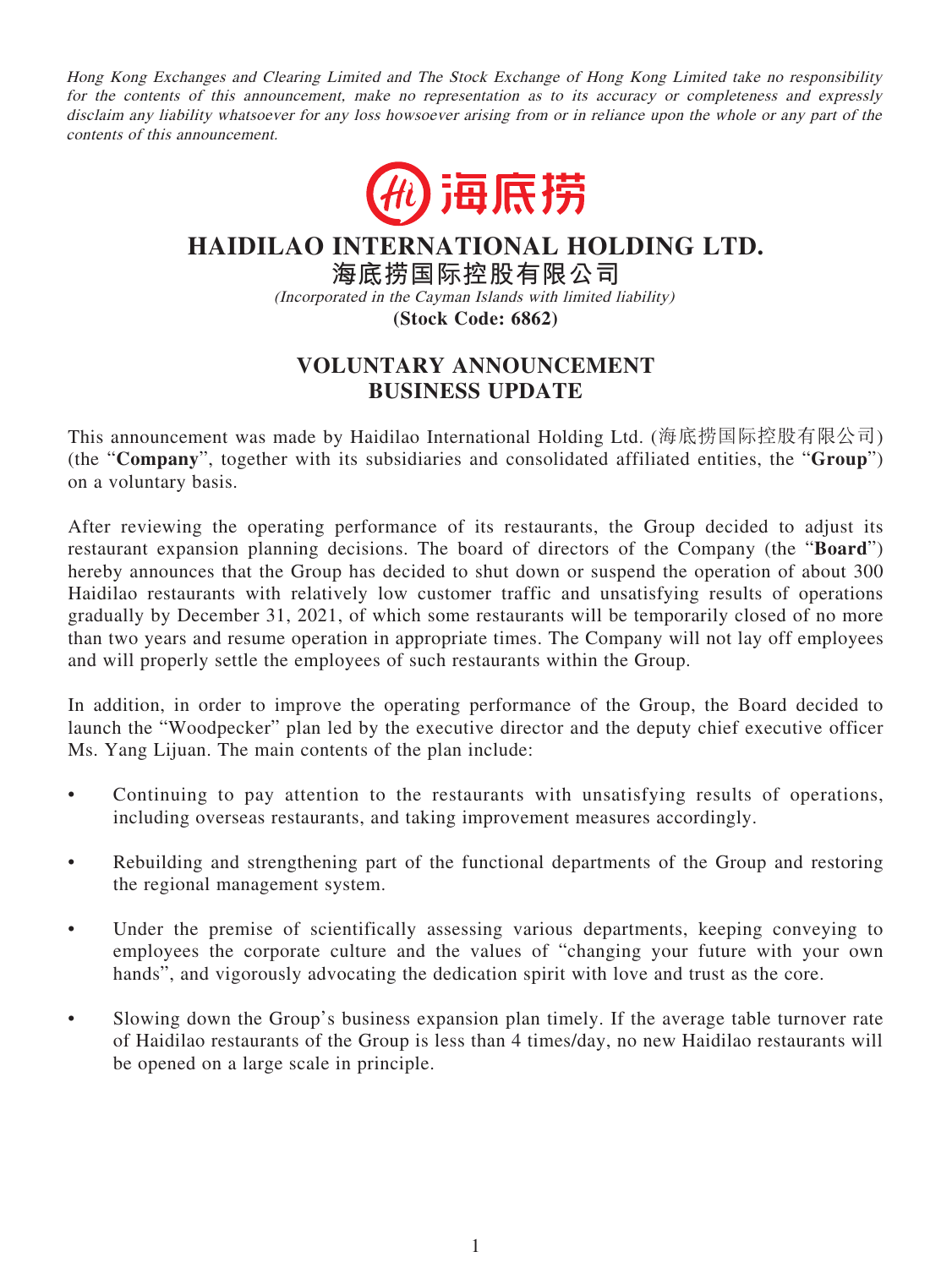*Hong Kong Exchanges and Clearing Limited and The Stock Exchange of Hong Kong Limited take no responsibility for the contents of this announcement, make no representation as to its accuracy or completeness and expressly disclaim any liability whatsoever for any loss howsoever arising from or in reliance upon the whole or any part of the contents of this announcement.*

海底捞

# HAIDILAO INTERNATIONAL HOLDING LTD.

## 海底捞国际控股有限公司

*(Incorporated in the Cayman Islands with limited liability)*

**(Stock Code: 6862)**

## VOLUNTARY ANNOUNCEMENT BUSINESS UPDATE

This announcement was made by Haidilao International Holding Ltd. (海底捞国际控股有限公司) (the "**Company**", together with its subsidiaries and consolidated affiliated entities, the "**Group**") on a voluntary basis.

After reviewing the operating performance of its restaurants, the Group decided to adjust its restaurant expansion planning decisions. The board of directors of the Company (the "**Board**") hereby announces that the Group has decided to shut down or suspend the operation of about 300 Haidilao restaurants with relatively low customer traffic and unsatisfying results of operations gradually by December 31, 2021, of which some restaurants will be temporarily closed of no more than two years and resume operation in appropriate times. The Company will not lay off employees and will properly settle the employees of such restaurants within the Group.

In addition, in order to improve the operating performance of the Group, the Board decided to launch the "Woodpecker" plan led by the executive director and the deputy chief executive officer Ms. Yang Lijuan. The main contents of the plan include:

- Continuing to pay attention to the restaurants with unsatisfying results of operations, including overseas restaurants, and taking improvement measures accordingly.
- Rebuilding and strengthening part of the functional departments of the Group and restoring the regional management system.
- Under the premise of scientifically assessing various departments, keeping conveying to employees the corporate culture and the values of "changing your future with your own hands", and vigorously advocating the dedication spirit with love and trust as the core.
- Slowing down the Group's business expansion plan timely. If the average table turnover rate of Haidilao restaurants of the Group is less than 4 times/day, no new Haidilao restaurants will be opened on a large scale in principle.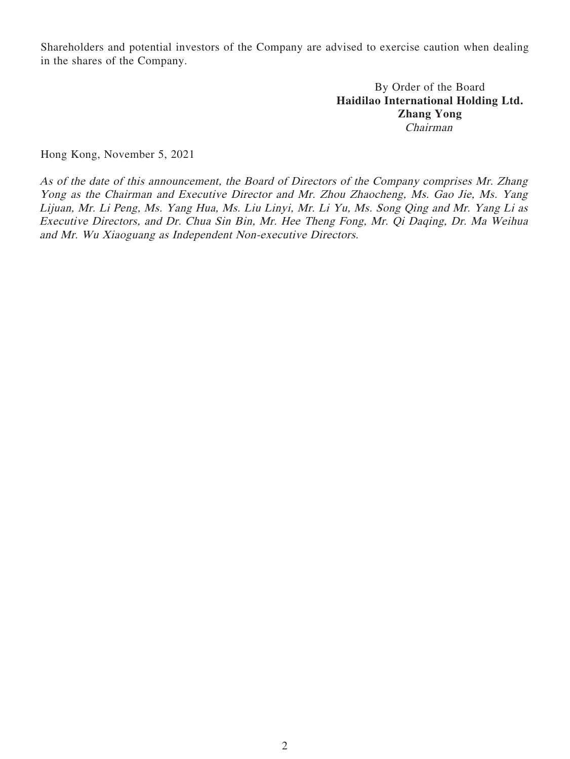Shareholders and potential investors of the Company are advised to exercise caution when dealing in the shares of the Company.

By Order of the Board
**Haidilao International Holding Ltd.**
**Zhang Yong**
*Chairman*

Hong Kong, November 5, 2021

*As of the date of this announcement, the Board of Directors of the Company comprises Mr. Zhang Yong as the Chairman and Executive Director and Mr. Zhou Zhaocheng, Ms. Gao Jie, Ms. Yang Lijuan, Mr. Li Peng, Ms. Yang Hua, Ms. Liu Linyi, Mr. Li Yu, Ms. Song Qing and Mr. Yang Li as Executive Directors, and Dr. Chua Sin Bin, Mr. Hee Theng Fong, Mr. Qi Daqing, Dr. Ma Weihua and Mr. Wu Xiaoguang as Independent Non-executive Directors.*